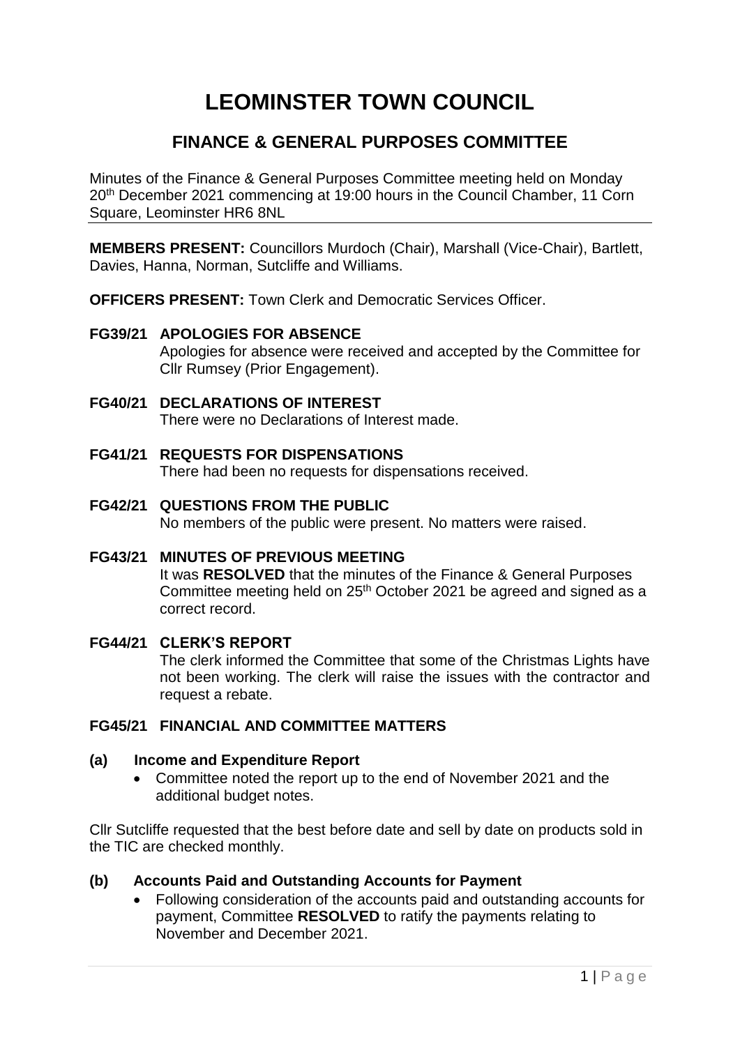# LEOMINSTER TOWN COUNCIL

## FINANCE & GENERAL PURPOSES COMMITTEE

Minutes of the Finance & General Purposes Committee meeting held on Monday 20th December 2021 commencing at 19:00 hours in the Council Chamber, 11 Corn Square, Leominster HR6 8NL

**MEMBERS PRESENT:** Councillors Murdoch (Chair), Marshall (Vice-Chair), Bartlett, Davies, Hanna, Norman, Sutcliffe and Williams.

**OFFICERS PRESENT:** Town Clerk and Democratic Services Officer.

**FG39/21 APOLOGIES FOR ABSENCE**

Apologies for absence were received and accepted by the Committee for Cllr Rumsey (Prior Engagement).

**FG40/21 DECLARATIONS OF INTEREST**

There were no Declarations of Interest made.

**FG41/21 REQUESTS FOR DISPENSATIONS**

There had been no requests for dispensations received.

**FG42/21 QUESTIONS FROM THE PUBLIC**

No members of the public were present. No matters were raised.

**FG43/21 MINUTES OF PREVIOUS MEETING**

It was **RESOLVED** that the minutes of the Finance & General Purposes Committee meeting held on 25th October 2021 be agreed and signed as a correct record.

**FG44/21 CLERK'S REPORT**

The clerk informed the Committee that some of the Christmas Lights have not been working. The clerk will raise the issues with the contractor and request a rebate.

**FG45/21 FINANCIAL AND COMMITTEE MATTERS**

**(a) Income and Expenditure Report**

- Committee noted the report up to the end of November 2021 and the additional budget notes.

Cllr Sutcliffe requested that the best before date and sell by date on products sold in the TIC are checked monthly.

**(b) Accounts Paid and Outstanding Accounts for Payment**

- Following consideration of the accounts paid and outstanding accounts for payment, Committee **RESOLVED** to ratify the payments relating to November and December 2021.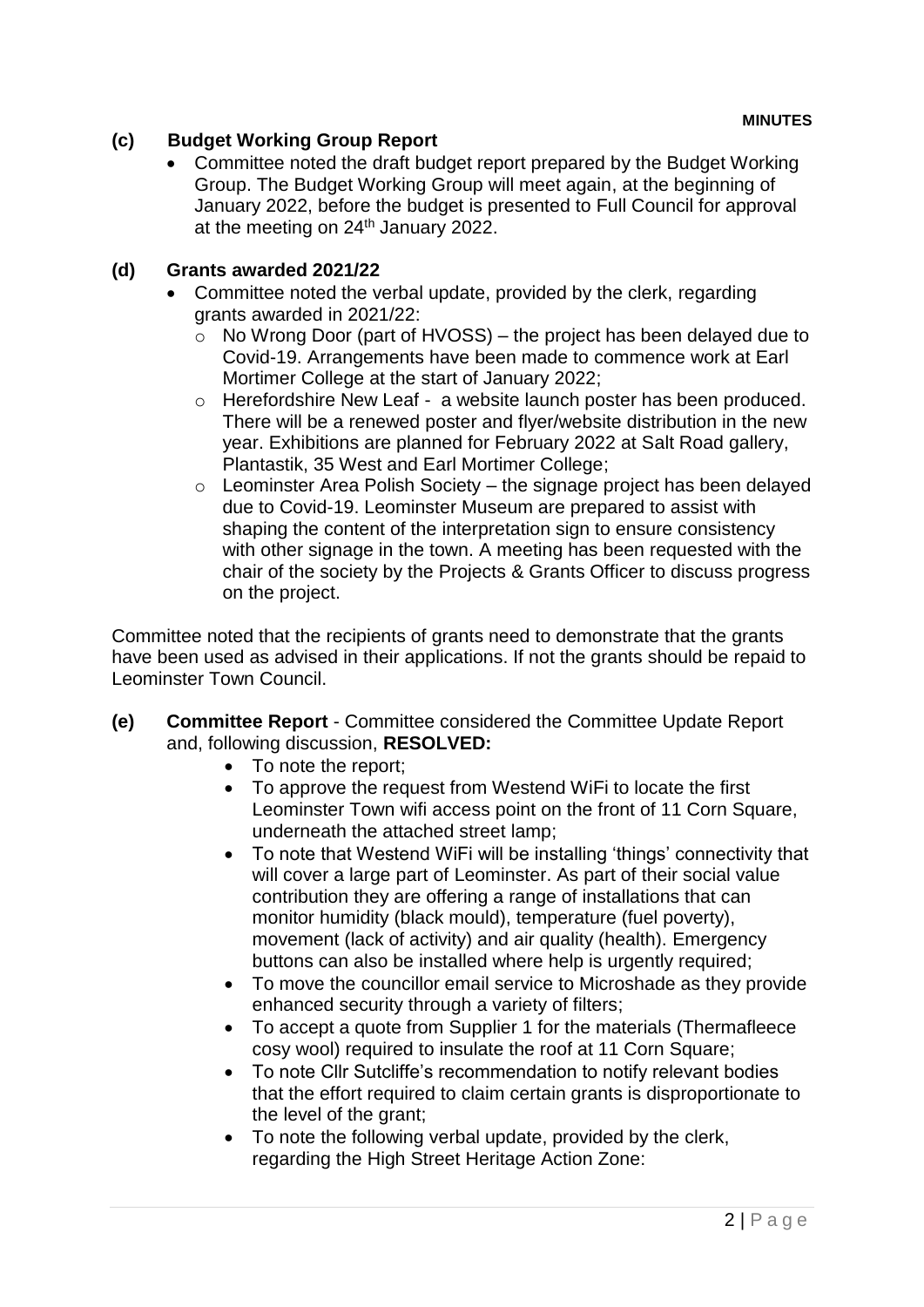**MINUTES**

### (c) Budget Working Group Report

- Committee noted the draft budget report prepared by the Budget Working Group. The Budget Working Group will meet again, at the beginning of January 2022, before the budget is presented to Full Council for approval at the meeting on 24th January 2022.

### (d) Grants awarded 2021/22

- Committee noted the verbal update, provided by the clerk, regarding grants awarded in 2021/22:
  - No Wrong Door (part of HVOSS) – the project has been delayed due to Covid-19. Arrangements have been made to commence work at Earl Mortimer College at the start of January 2022;
  - Herefordshire New Leaf - a website launch poster has been produced. There will be a renewed poster and flyer/website distribution in the new year. Exhibitions are planned for February 2022 at Salt Road gallery, Plantastik, 35 West and Earl Mortimer College;
  - Leominster Area Polish Society – the signage project has been delayed due to Covid-19. Leominster Museum are prepared to assist with shaping the content of the interpretation sign to ensure consistency with other signage in the town. A meeting has been requested with the chair of the society by the Projects & Grants Officer to discuss progress on the project.

Committee noted that the recipients of grants need to demonstrate that the grants have been used as advised in their applications. If not the grants should be repaid to Leominster Town Council.

### (e) Committee Report

**Committee Report** - Committee considered the Committee Update Report and, following discussion, **RESOLVED:**

- To note the report;
- To approve the request from Westend WiFi to locate the first Leominster Town wifi access point on the front of 11 Corn Square, underneath the attached street lamp;
- To note that Westend WiFi will be installing 'things' connectivity that will cover a large part of Leominster. As part of their social value contribution they are offering a range of installations that can monitor humidity (black mould), temperature (fuel poverty), movement (lack of activity) and air quality (health). Emergency buttons can also be installed where help is urgently required;
- To move the councillor email service to Microshade as they provide enhanced security through a variety of filters;
- To accept a quote from Supplier 1 for the materials (Thermafleece cosy wool) required to insulate the roof at 11 Corn Square;
- To note Cllr Sutcliffe's recommendation to notify relevant bodies that the effort required to claim certain grants is disproportionate to the level of the grant;
- To note the following verbal update, provided by the clerk, regarding the High Street Heritage Action Zone: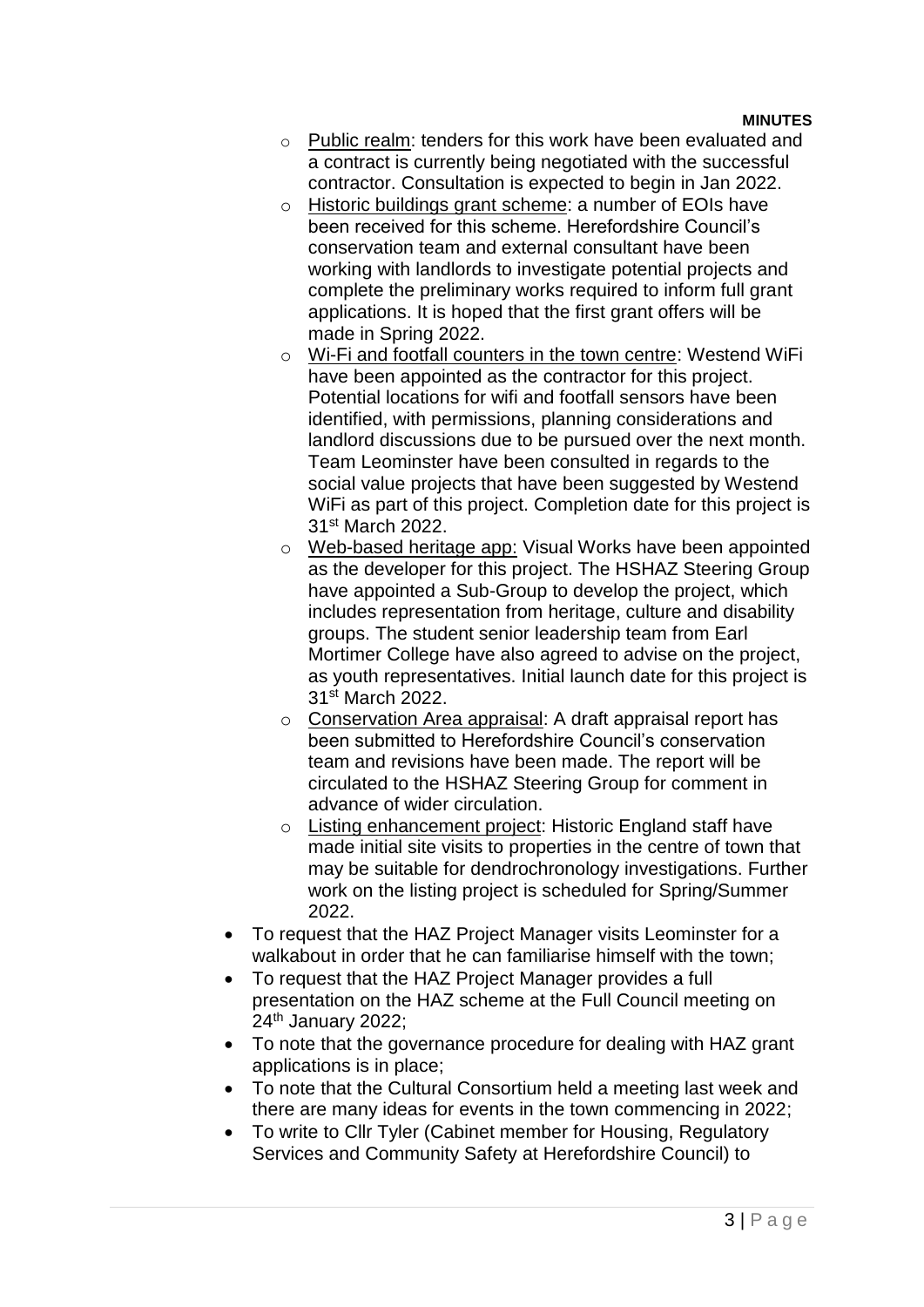- Public realm: tenders for this work have been evaluated and a contract is currently being negotiated with the successful contractor. Consultation is expected to begin in Jan 2022.
    - Historic buildings grant scheme: a number of EOIs have been received for this scheme. Herefordshire Council's conservation team and external consultant have been working with landlords to investigate potential projects and complete the preliminary works required to inform full grant applications. It is hoped that the first grant offers will be made in Spring 2022.
    - Wi-Fi and footfall counters in the town centre: Westend WiFi have been appointed as the contractor for this project. Potential locations for wifi and footfall sensors have been identified, with permissions, planning considerations and landlord discussions due to be pursued over the next month. Team Leominster have been consulted in regards to the social value projects that have been suggested by Westend WiFi as part of this project. Completion date for this project is 31st March 2022.
    - Web-based heritage app: Visual Works have been appointed as the developer for this project. The HSHAZ Steering Group have appointed a Sub-Group to develop the project, which includes representation from heritage, culture and disability groups. The student senior leadership team from Earl Mortimer College have also agreed to advise on the project, as youth representatives. Initial launch date for this project is 31st March 2022.
    - Conservation Area appraisal: A draft appraisal report has been submitted to Herefordshire Council's conservation team and revisions have been made. The report will be circulated to the HSHAZ Steering Group for comment in advance of wider circulation.
    - Listing enhancement project: Historic England staff have made initial site visits to properties in the centre of town that may be suitable for dendrochronology investigations. Further work on the listing project is scheduled for Spring/Summer 2022.
- To request that the HAZ Project Manager visits Leominster for a walkabout in order that he can familiarise himself with the town;
- To request that the HAZ Project Manager provides a full presentation on the HAZ scheme at the Full Council meeting on 24th January 2022;
- To note that the governance procedure for dealing with HAZ grant applications is in place;
- To note that the Cultural Consortium held a meeting last week and there are many ideas for events in the town commencing in 2022;
- To write to Cllr Tyler (Cabinet member for Housing, Regulatory Services and Community Safety at Herefordshire Council) to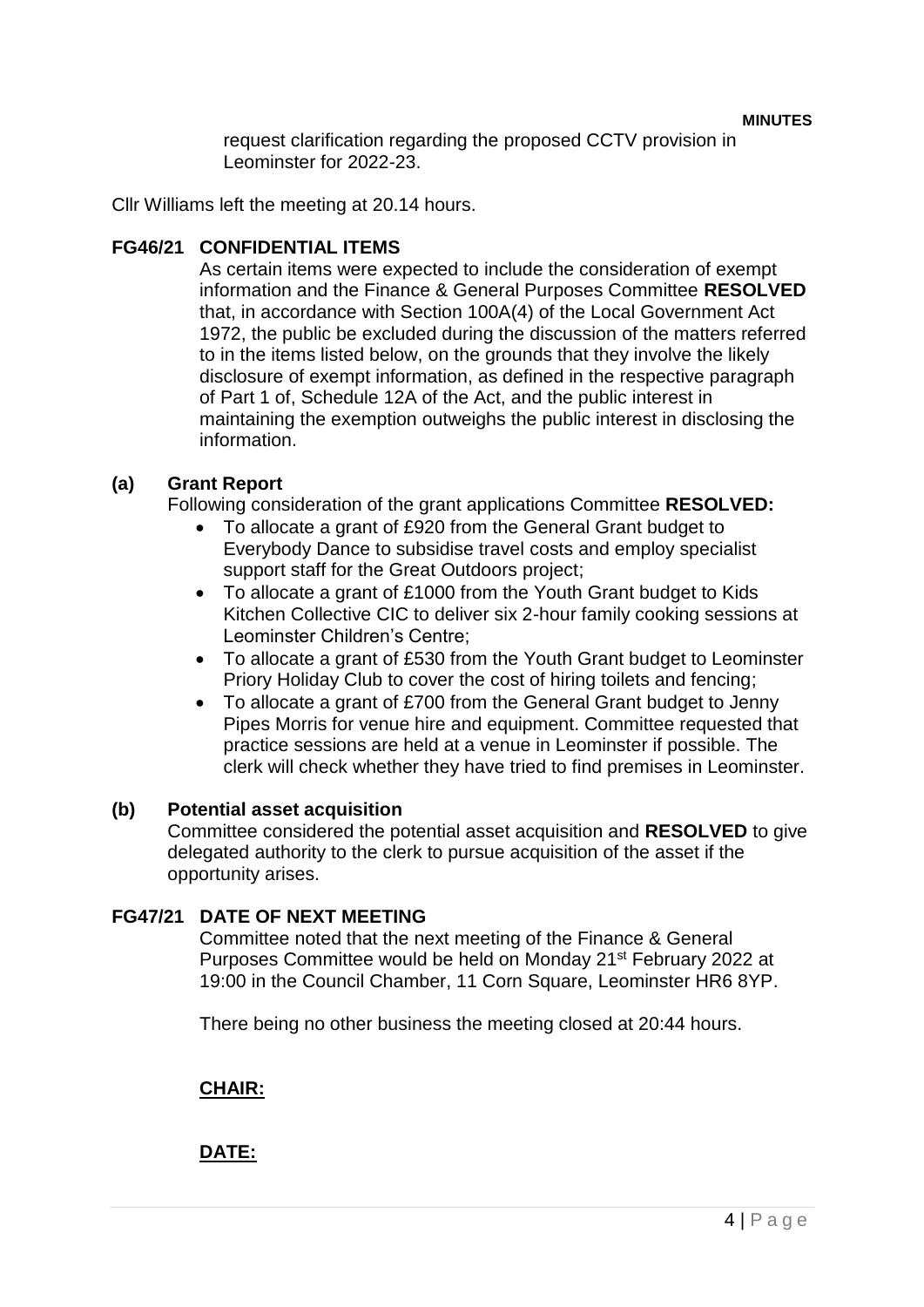request clarification regarding the proposed CCTV provision in Leominster for 2022-23.

Cllr Williams left the meeting at 20.14 hours.

**FG46/21 CONFIDENTIAL ITEMS**

As certain items were expected to include the consideration of exempt information and the Finance & General Purposes Committee **RESOLVED** that, in accordance with Section 100A(4) of the Local Government Act 1972, the public be excluded during the discussion of the matters referred to in the items listed below, on the grounds that they involve the likely disclosure of exempt information, as defined in the respective paragraph of Part 1 of, Schedule 12A of the Act, and the public interest in maintaining the exemption outweighs the public interest in disclosing the information.

**(a) Grant Report**

Following consideration of the grant applications Committee **RESOLVED:**

- To allocate a grant of £920 from the General Grant budget to Everybody Dance to subsidise travel costs and employ specialist support staff for the Great Outdoors project;
- To allocate a grant of £1000 from the Youth Grant budget to Kids Kitchen Collective CIC to deliver six 2-hour family cooking sessions at Leominster Children's Centre;
- To allocate a grant of £530 from the Youth Grant budget to Leominster Priory Holiday Club to cover the cost of hiring toilets and fencing;
- To allocate a grant of £700 from the General Grant budget to Jenny Pipes Morris for venue hire and equipment. Committee requested that practice sessions are held at a venue in Leominster if possible. The clerk will check whether they have tried to find premises in Leominster.

**(b) Potential asset acquisition**

Committee considered the potential asset acquisition and **RESOLVED** to give delegated authority to the clerk to pursue acquisition of the asset if the opportunity arises.

**FG47/21 DATE OF NEXT MEETING**

Committee noted that the next meeting of the Finance & General Purposes Committee would be held on Monday 21st February 2022 at 19:00 in the Council Chamber, 11 Corn Square, Leominster HR6 8YP.

There being no other business the meeting closed at 20:44 hours.

**CHAIR:**

**DATE:**